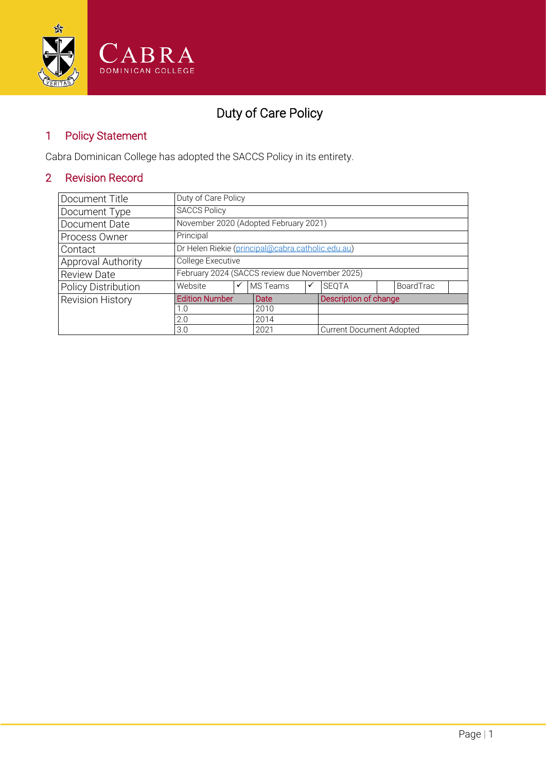# Duty of Care Policy

## 1 Policy Statement

Cabra Dominican College has adopted the SACCS Policy in its entirety.

## 2 Revision Record

| Document Title | Duty of Care Policy | | | | | | | |
|---|---|---|---|---|---|---|---|---|
| Document Type | SACCS Policy | | | | | | | |
| Document Date | November 2020 (Adopted February 2021) | | | | | | | |
| Process Owner | Principal | | | | | | | |
| Contact | Dr Helen Riekie (principal@cabra.catholic.edu.au) | | | | | | | |
| Approval Authority | College Executive | | | | | | | |
| Review Date | February 2024 (SACCS review due November 2025) | | | | | | | |
| Policy Distribution | Website | ✓ | MS Teams | ✓ | SEQTA | | BoardTrac | |
| Revision History | Edition Number | | Date | | Description of change | | | |
| | 1.0 | | 2010 | | | | | |
| | 2.0 | | 2014 | | | | | |
| | 3.0 | | 2021 | | Current Document Adopted | | | |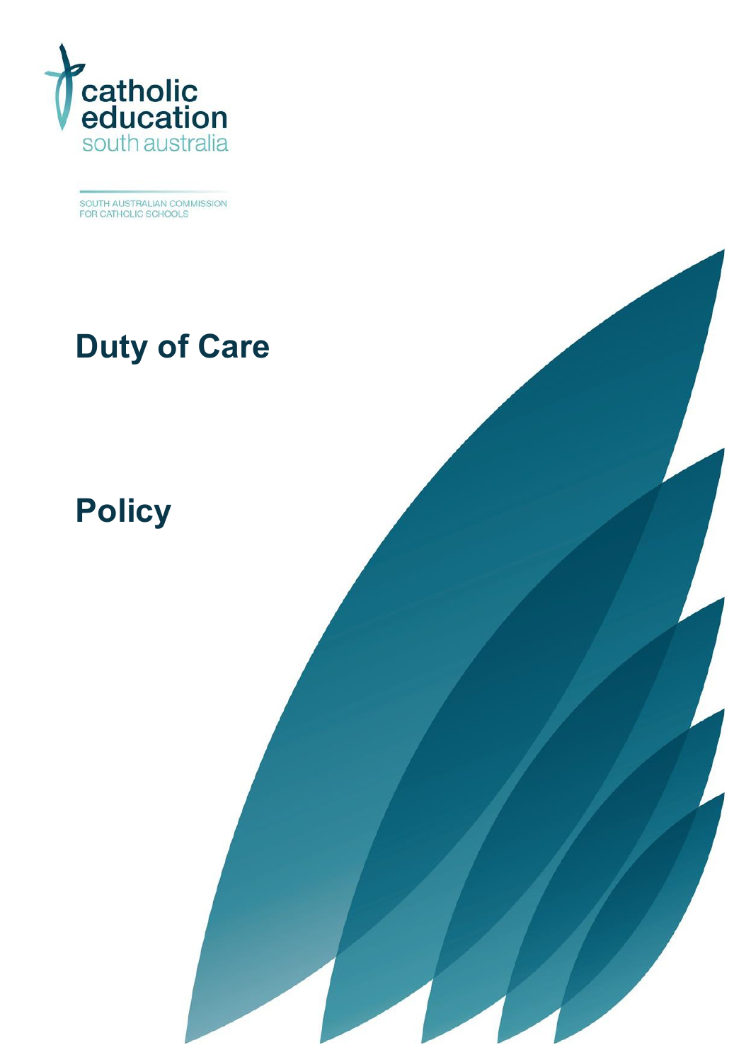catholic education south australia

SOUTH AUSTRALIAN COMMISSION FOR CATHOLIC SCHOOLS

# Duty of Care

# Policy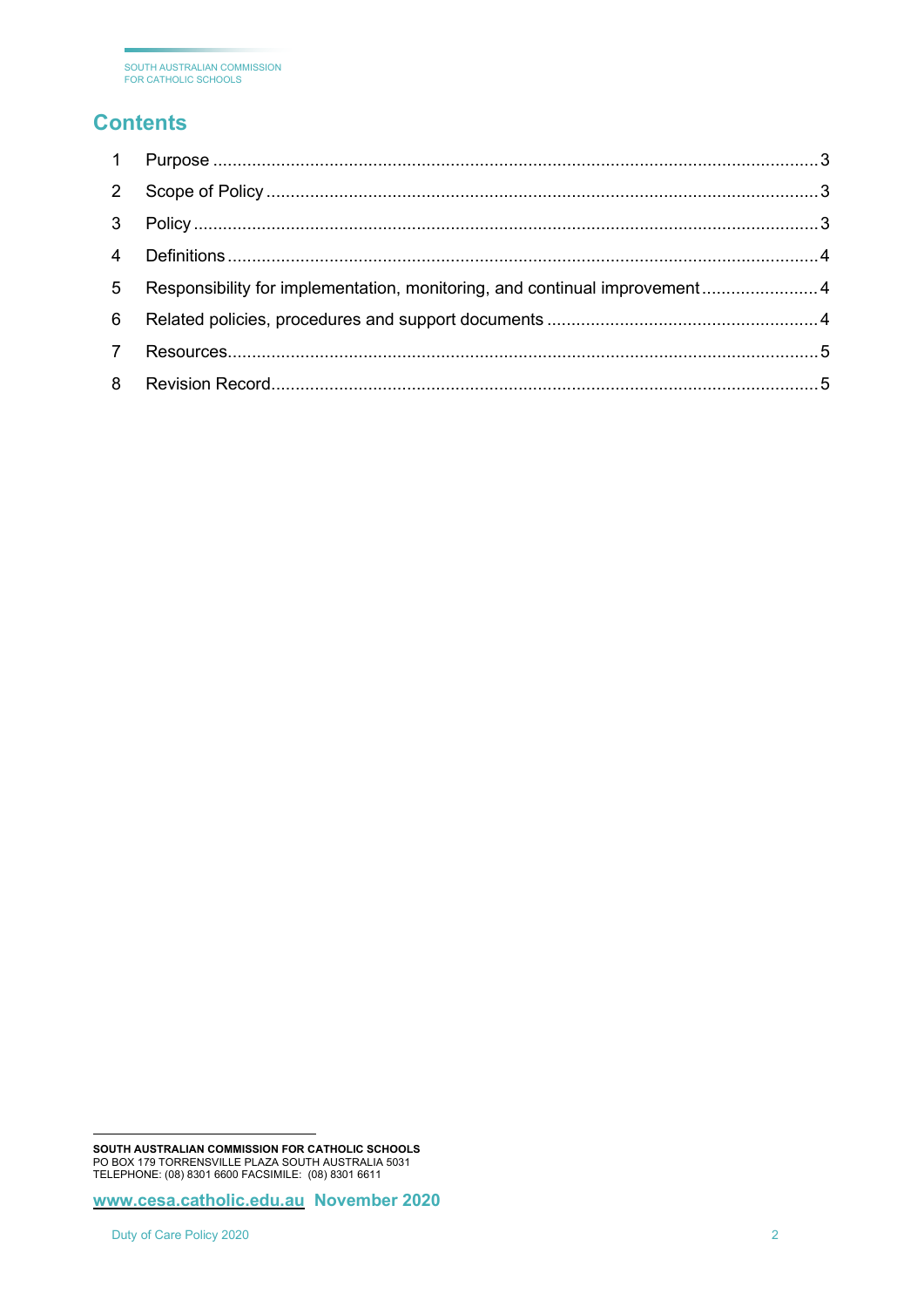## Contents

| | | |
|---|---|---|
| 1 | Purpose | 3 |
| 2 | Scope of Policy | 3 |
| 3 | Policy | 3 |
| 4 | Definitions | 4 |
| 5 | Responsibility for implementation, monitoring, and continual improvement | 4 |
| 6 | Related policies, procedures and support documents | 4 |
| 7 | Resources | 5 |
| 8 | Revision Record | 5 |

**SOUTH AUSTRALIAN COMMISSION FOR CATHOLIC SCHOOLS**
PO BOX 179 TORRENSVILLE PLAZA SOUTH AUSTRALIA 5031
TELEPHONE: (08) 8301 6600 FACSIMILE: (08) 8301 6611

**www.cesa.catholic.edu.au November 2020**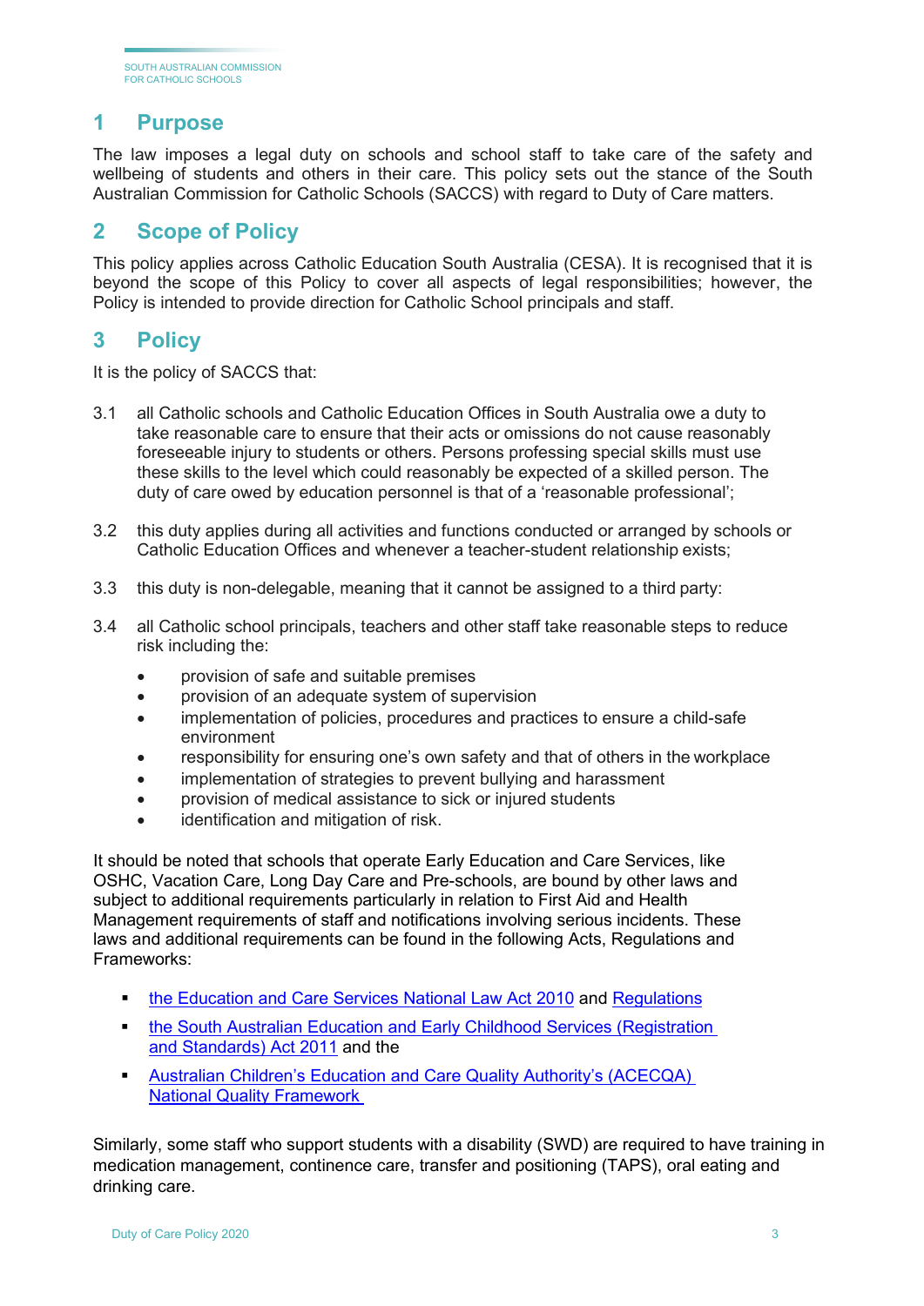## 1 Purpose

The law imposes a legal duty on schools and school staff to take care of the safety and wellbeing of students and others in their care. This policy sets out the stance of the South Australian Commission for Catholic Schools (SACCS) with regard to Duty of Care matters.

## 2 Scope of Policy

This policy applies across Catholic Education South Australia (CESA). It is recognised that it is beyond the scope of this Policy to cover all aspects of legal responsibilities; however, the Policy is intended to provide direction for Catholic School principals and staff.

## 3 Policy

It is the policy of SACCS that:

3.1 all Catholic schools and Catholic Education Offices in South Australia owe a duty to take reasonable care to ensure that their acts or omissions do not cause reasonably foreseeable injury to students or others. Persons professing special skills must use these skills to the level which could reasonably be expected of a skilled person. The duty of care owed by education personnel is that of a 'reasonable professional';

3.2 this duty applies during all activities and functions conducted or arranged by schools or Catholic Education Offices and whenever a teacher-student relationship exists;

3.3 this duty is non-delegable, meaning that it cannot be assigned to a third party:

3.4 all Catholic school principals, teachers and other staff take reasonable steps to reduce risk including the:

- provision of safe and suitable premises
- provision of an adequate system of supervision
- implementation of policies, procedures and practices to ensure a child-safe environment
- responsibility for ensuring one's own safety and that of others in the workplace
- implementation of strategies to prevent bullying and harassment
- provision of medical assistance to sick or injured students
- identification and mitigation of risk.

It should be noted that schools that operate Early Education and Care Services, like OSHC, Vacation Care, Long Day Care and Pre-schools, are bound by other laws and subject to additional requirements particularly in relation to First Aid and Health Management requirements of staff and notifications involving serious incidents. These laws and additional requirements can be found in the following Acts, Regulations and Frameworks:

- the Education and Care Services National Law Act 2010 and Regulations
- the South Australian Education and Early Childhood Services (Registration and Standards) Act 2011 and the
- Australian Children's Education and Care Quality Authority's (ACECQA) National Quality Framework

Similarly, some staff who support students with a disability (SWD) are required to have training in medication management, continence care, transfer and positioning (TAPS), oral eating and drinking care.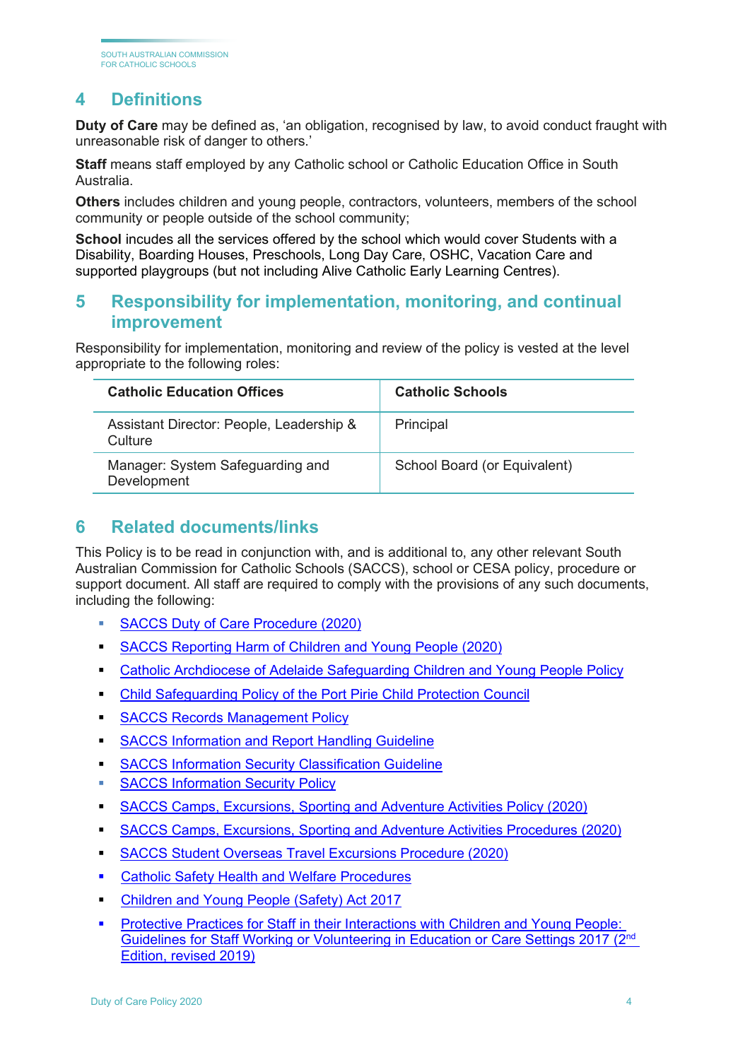## 4 Definitions

**Duty of Care** may be defined as, 'an obligation, recognised by law, to avoid conduct fraught with unreasonable risk of danger to others.'

**Staff** means staff employed by any Catholic school or Catholic Education Office in South Australia.

**Others** includes children and young people, contractors, volunteers, members of the school community or people outside of the school community;

**School** incudes all the services offered by the school which would cover Students with a Disability, Boarding Houses, Preschools, Long Day Care, OSHC, Vacation Care and supported playgroups (but not including Alive Catholic Early Learning Centres).

## 5 Responsibility for implementation, monitoring, and continual improvement

Responsibility for implementation, monitoring and review of the policy is vested at the level appropriate to the following roles:

| Catholic Education Offices | Catholic Schools |
|---|---|
| Assistant Director: People, Leadership & Culture | Principal |
| Manager: System Safeguarding and Development | School Board (or Equivalent) |

## 6 Related documents/links

This Policy is to be read in conjunction with, and is additional to, any other relevant South Australian Commission for Catholic Schools (SACCS), school or CESA policy, procedure or support document. All staff are required to comply with the provisions of any such documents, including the following:

- SACCS Duty of Care Procedure (2020)
- SACCS Reporting Harm of Children and Young People (2020)
- Catholic Archdiocese of Adelaide Safeguarding Children and Young People Policy
- Child Safeguarding Policy of the Port Pirie Child Protection Council
- SACCS Records Management Policy
- SACCS Information and Report Handling Guideline
- SACCS Information Security Classification Guideline
- SACCS Information Security Policy
- SACCS Camps, Excursions, Sporting and Adventure Activities Policy (2020)
- SACCS Camps, Excursions, Sporting and Adventure Activities Procedures (2020)
- SACCS Student Overseas Travel Excursions Procedure (2020)
- Catholic Safety Health and Welfare Procedures
- Children and Young People (Safety) Act 2017
- Protective Practices for Staff in their Interactions with Children and Young People: Guidelines for Staff Working or Volunteering in Education or Care Settings 2017 (2nd Edition, revised 2019)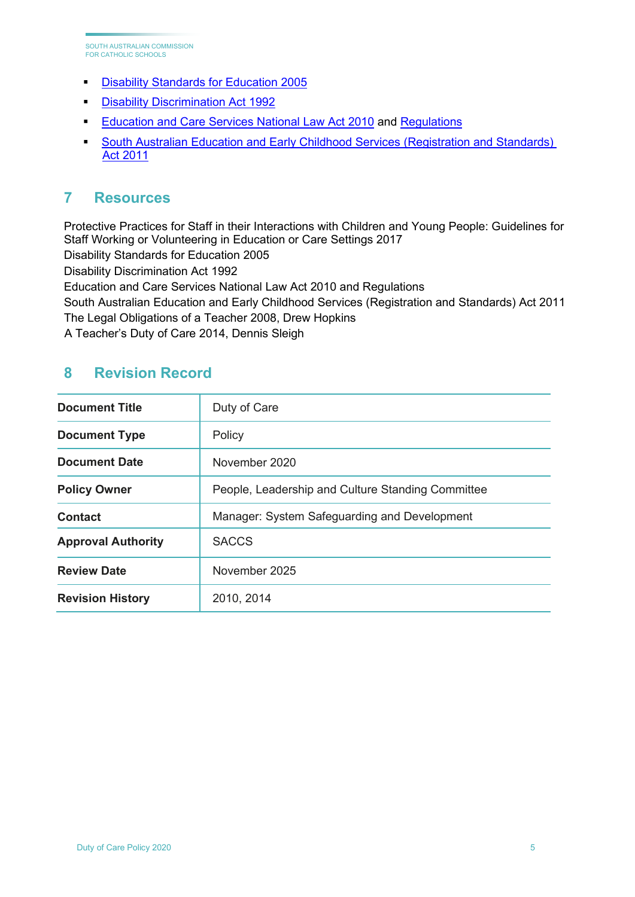- Disability Standards for Education 2005
- Disability Discrimination Act 1992
- Education and Care Services National Law Act 2010 and Regulations
- South Australian Education and Early Childhood Services (Registration and Standards) Act 2011

## 7 Resources

Protective Practices for Staff in their Interactions with Children and Young People: Guidelines for Staff Working or Volunteering in Education or Care Settings 2017
Disability Standards for Education 2005
Disability Discrimination Act 1992
Education and Care Services National Law Act 2010 and Regulations
South Australian Education and Early Childhood Services (Registration and Standards) Act 2011
The Legal Obligations of a Teacher 2008, Drew Hopkins
A Teacher's Duty of Care 2014, Dennis Sleigh

## 8 Revision Record

| | |
|---|---|
| **Document Title** | Duty of Care |
| **Document Type** | Policy |
| **Document Date** | November 2020 |
| **Policy Owner** | People, Leadership and Culture Standing Committee |
| **Contact** | Manager: System Safeguarding and Development |
| **Approval Authority** | SACCS |
| **Review Date** | November 2025 |
| **Revision History** | 2010, 2014 |